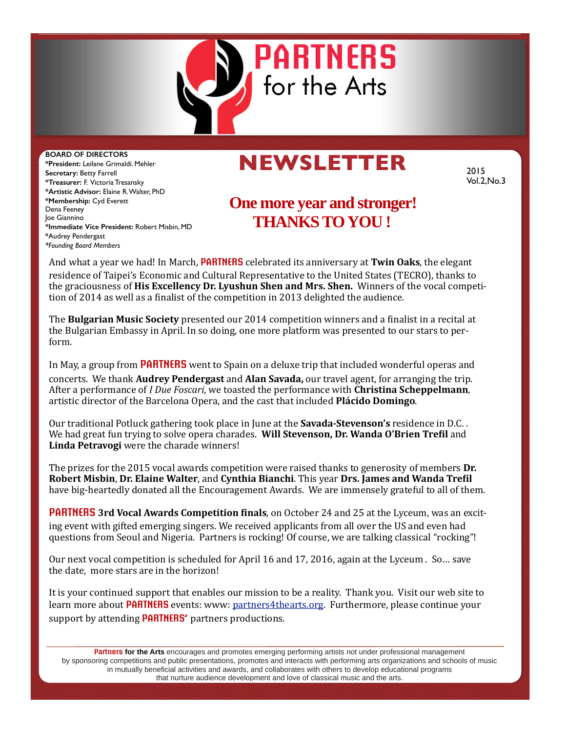# PARTNERS for the Arts

**BOARD OF DIRECTORS**
***President:** Leilane Grimaldi. Mehler
**Secretary:** Betty Farrell
***Treasurer:** F. Victoria Tresansky
***Artistic Advisor:** Elaine R. Walter, PhD
***Membership:** Cyd Everett
Dena Feeney
Joe Giannino
***Immediate Vice President:** Robert Misbin, MD
*Audrey Pendergast
*\*Founding Board Members*

## NEWSLETTER

2015
Vol.2,No.3

## One more year and stronger! THANKS TO YOU !

And what a year we had! In March, **PARTNERS** celebrated its anniversary at **Twin Oaks**, the elegant residence of Taipei's Economic and Cultural Representative to the United States (TECRO), thanks to the graciousness of **His Excellency Dr. Lyushun Shen and Mrs. Shen.** Winners of the vocal competition of 2014 as well as a finalist of the competition in 2013 delighted the audience.

The **Bulgarian Music Society** presented our 2014 competition winners and a finalist in a recital at the Bulgarian Embassy in April. In so doing, one more platform was presented to our stars to perform.

In May, a group from **PARTNERS** went to Spain on a deluxe trip that included wonderful operas and concerts. We thank **Audrey Pendergast** and **Alan Savada,** our travel agent, for arranging the trip. After a performance of *I Due Foscari*, we toasted the performance with **Christina Scheppelmann**, artistic director of the Barcelona Opera, and the cast that included **Plácido Domingo**.

Our traditional Potluck gathering took place in June at the **Savada-Stevenson's** residence in D.C. . We had great fun trying to solve opera charades. **Will Stevenson, Dr. Wanda O'Brien Trefil** and **Linda Petravogi** were the charade winners!

The prizes for the 2015 vocal awards competition were raised thanks to generosity of members **Dr. Robert Misbin**, **Dr. Elaine Walter**, and **Cynthia Bianchi**. This year **Drs. James and Wanda Trefil** have big-heartedly donated all the Encouragement Awards. We are immensely grateful to all of them.

**PARTNERS 3rd Vocal Awards Competition finals**, on October 24 and 25 at the Lyceum, was an exciting event with gifted emerging singers. We received applicants from all over the US and even had questions from Seoul and Nigeria. Partners is rocking! Of course, we are talking classical "rocking"!

Our next vocal competition is scheduled for April 16 and 17, 2016, again at the Lyceum . So… save the date, more stars are in the horizon!

It is your continued support that enables our mission to be a reality. Thank you. Visit our web site to learn more about **PARTNERS** events: www: partners4thearts.org. Furthermore, please continue your support by attending **PARTNERS'** partners productions.

---

**Partners for the Arts** encourages and promotes emerging performing artists not under professional management by sponsoring competitions and public presentations, promotes and interacts with performing arts organizations and schools of music in mutually beneficial activities and awards, and collaborates with others to develop educational programs that nurture audience development and love of classical music and the arts.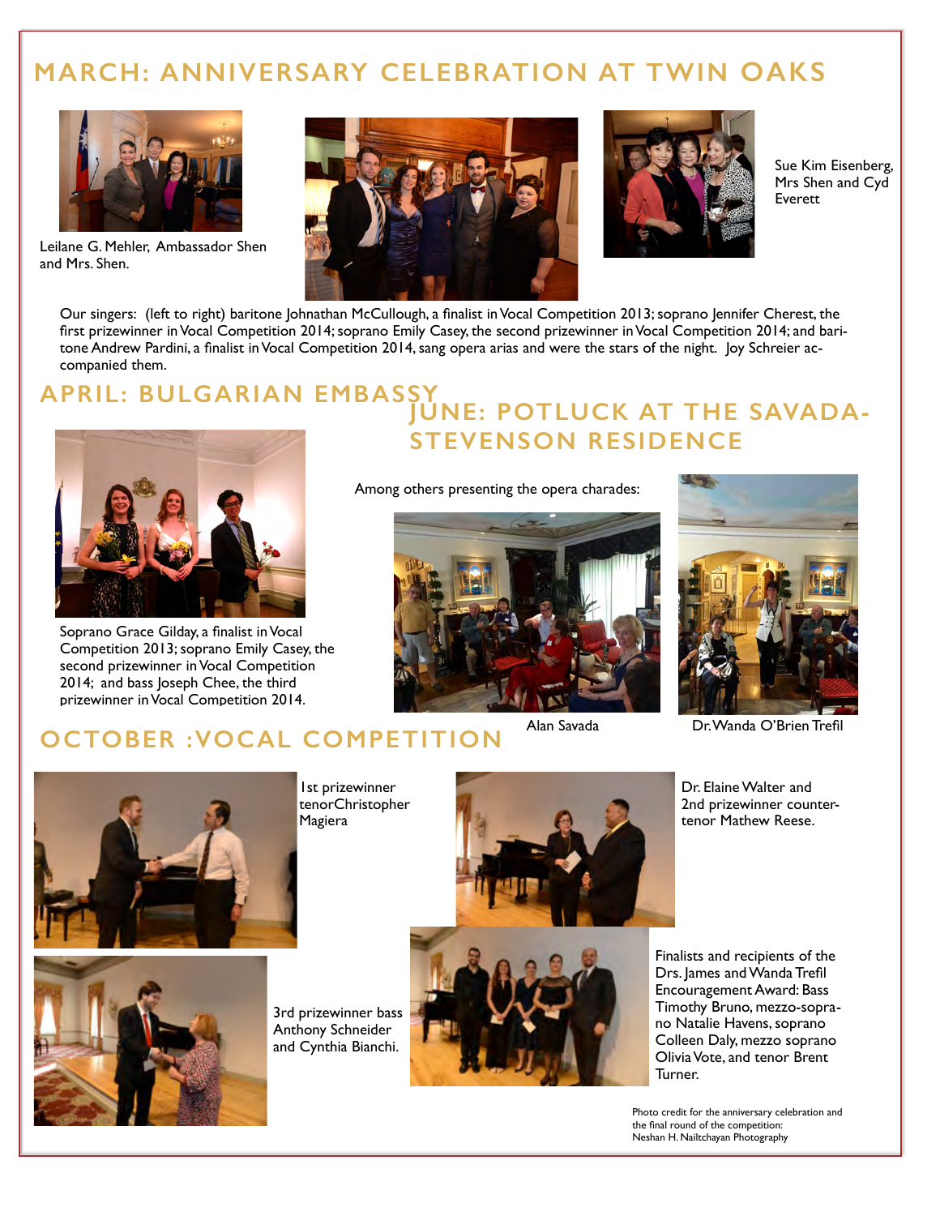## MARCH: ANNIVERSARY CELEBRATION AT TWIN OAKS

Leilane G. Mehler, Ambassador Shen and Mrs. Shen.

Sue Kim Eisenberg, Mrs Shen and Cyd Everett

Our singers: (left to right) baritone Johnathan McCullough, a finalist in Vocal Competition 2013; soprano Jennifer Cherest, the first prizewinner in Vocal Competition 2014; soprano Emily Casey, the second prizewinner in Vocal Competition 2014; and baritone Andrew Pardini, a finalist in Vocal Competition 2014, sang opera arias and were the stars of the night. Joy Schreier accompanied them.

## APRIL: BULGARIAN EMBASSY

Soprano Grace Gilday, a finalist in Vocal Competition 2013; soprano Emily Casey, the second prizewinner in Vocal Competition 2014; and bass Joseph Chee, the third prizewinner in Vocal Competition 2014.

## JUNE: POTLUCK AT THE SAVADA-STEVENSON RESIDENCE

Among others presenting the opera charades:

Alan Savada

Dr. Wanda O'Brien Trefil

## OCTOBER :VOCAL COMPETITION

1st prizewinner tenorChristopher Magiera

Dr. Elaine Walter and 2nd prizewinner countertenor Mathew Reese.

3rd prizewinner bass Anthony Schneider and Cynthia Bianchi.

Finalists and recipients of the Drs. James and Wanda Trefil Encouragement Award: Bass Timothy Bruno, mezzo-soprano Natalie Havens, soprano Colleen Daly, mezzo soprano Olivia Vote, and tenor Brent Turner.

Photo credit for the anniversary celebration and the final round of the competition: Neshan H. Nailtchayan Photography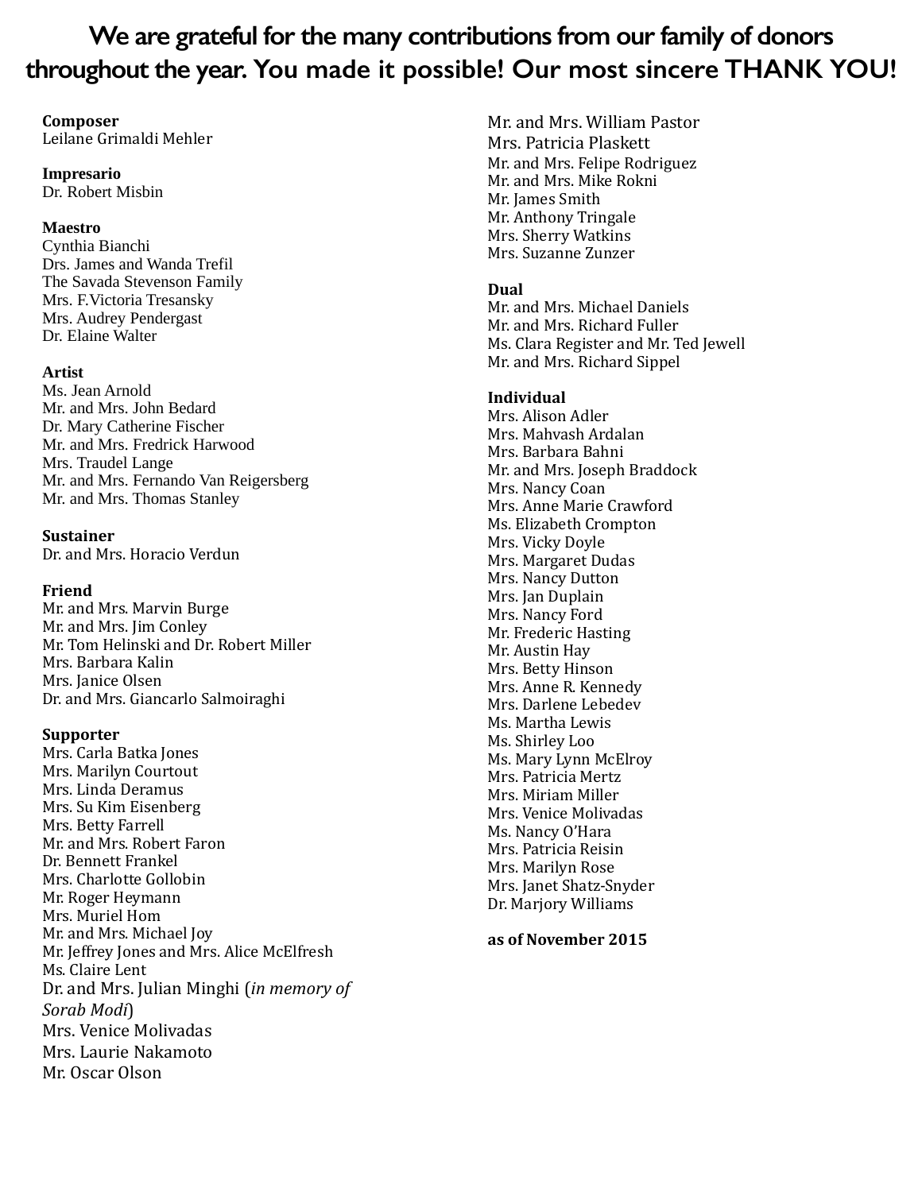# We are grateful for the many contributions from our family of donors throughout the year. You made it possible! Our most sincere THANK YOU!

**Composer**
Leilane Grimaldi Mehler

**Impresario**
Dr. Robert Misbin

**Maestro**
Cynthia Bianchi
Drs. James and Wanda Trefil
The Savada Stevenson Family
Mrs. F.Victoria Tresansky
Mrs. Audrey Pendergast
Dr. Elaine Walter

**Artist**
Ms. Jean Arnold
Mr. and Mrs. John Bedard
Dr. Mary Catherine Fischer
Mr. and Mrs. Fredrick Harwood
Mrs. Traudel Lange
Mr. and Mrs. Fernando Van Reigersberg
Mr. and Mrs. Thomas Stanley

**Sustainer**
Dr. and Mrs. Horacio Verdun

**Friend**
Mr. and Mrs. Marvin Burge
Mr. and Mrs. Jim Conley
Mr. Tom Helinski and Dr. Robert Miller
Mrs. Barbara Kalin
Mrs. Janice Olsen
Dr. and Mrs. Giancarlo Salmoiraghi

**Supporter**
Mrs. Carla Batka Jones
Mrs. Marilyn Courtout
Mrs. Linda Deramus
Mrs. Su Kim Eisenberg
Mrs. Betty Farrell
Mr. and Mrs. Robert Faron
Dr. Bennett Frankel
Mrs. Charlotte Gollobin
Mr. Roger Heymann
Mrs. Muriel Hom
Mr. and Mrs. Michael Joy
Mr. Jeffrey Jones and Mrs. Alice McElfresh
Ms. Claire Lent
Dr. and Mrs. Julian Minghi (*in memory of Sorab Modi*)
Mrs. Venice Molivadas
Mrs. Laurie Nakamoto
Mr. Oscar Olson
Mr. and Mrs. William Pastor
Mrs. Patricia Plaskett
Mr. and Mrs. Felipe Rodriguez
Mr. and Mrs. Mike Rokni
Mr. James Smith
Mr. Anthony Tringale
Mrs. Sherry Watkins
Mrs. Suzanne Zunzer

**Dual**
Mr. and Mrs. Michael Daniels
Mr. and Mrs. Richard Fuller
Ms. Clara Register and Mr. Ted Jewell
Mr. and Mrs. Richard Sippel

**Individual**
Mrs. Alison Adler
Mrs. Mahvash Ardalan
Mrs. Barbara Bahni
Mr. and Mrs. Joseph Braddock
Mrs. Nancy Coan
Mrs. Anne Marie Crawford
Ms. Elizabeth Crompton
Mrs. Vicky Doyle
Mrs. Margaret Dudas
Mrs. Nancy Dutton
Mrs. Jan Duplain
Mrs. Nancy Ford
Mr. Frederic Hasting
Mr. Austin Hay
Mrs. Betty Hinson
Mrs. Anne R. Kennedy
Mrs. Darlene Lebedev
Ms. Martha Lewis
Ms. Shirley Loo
Ms. Mary Lynn McElroy
Mrs. Patricia Mertz
Mrs. Miriam Miller
Mrs. Venice Molivadas
Ms. Nancy O'Hara
Mrs. Patricia Reisin
Mrs. Marilyn Rose
Mrs. Janet Shatz-Snyder
Dr. Marjory Williams

**as of November 2015**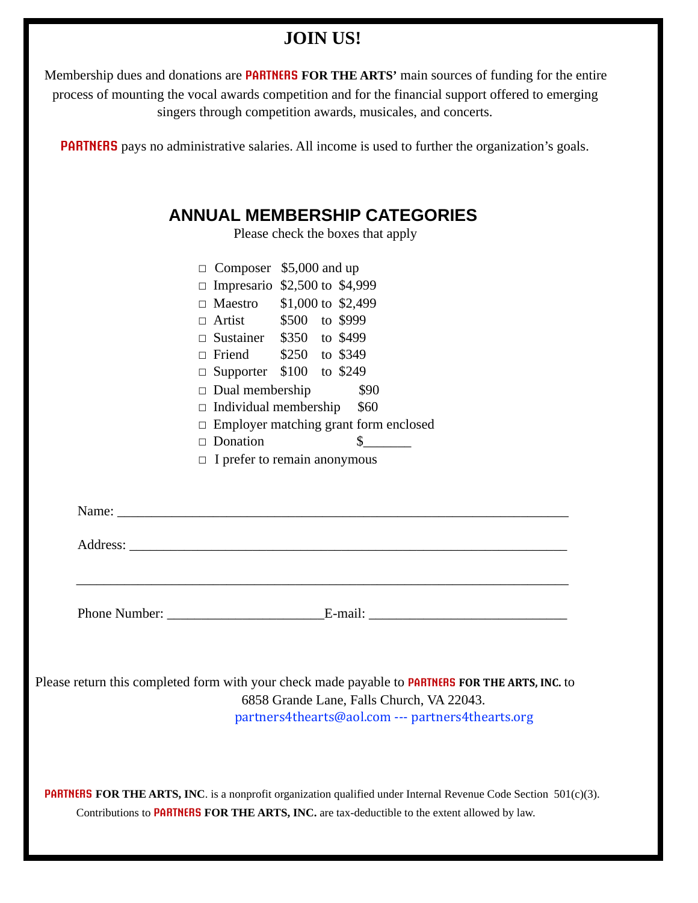# JOIN US!

Membership dues and donations are **PARTNERS FOR THE ARTS'** main sources of funding for the entire process of mounting the vocal awards competition and for the financial support offered to emerging singers through competition awards, musicales, and concerts.

**PARTNERS** pays no administrative salaries. All income is used to further the organization's goals.

## ANNUAL MEMBERSHIP CATEGORIES

Please check the boxes that apply

- □ Composer $5,000 and up
- □ Impresario $2,500 to $4,999
- □ Maestro $1,000 to $2,499
- □ Artist $500 to $999
- □ Sustainer $350 to $499
- □ Friend $250 to $349
- □ Supporter $100 to $249
- □ Dual membership $90
- □ Individual membership $60
- □ Employer matching grant form enclosed
- □ Donation $_______
- □ I prefer to remain anonymous

Name: ____________________________________________________________________

Address: __________________________________________________________________

__________________________________________________________________________

Phone Number: ______________________E-mail: ___________________________

Please return this completed form with your check made payable to **PARTNERS FOR THE ARTS, INC.** to 6858 Grande Lane, Falls Church, VA 22043.
partners4thearts@aol.com --- partners4thearts.org

**PARTNERS FOR THE ARTS, INC**. is a nonprofit organization qualified under Internal Revenue Code Section 501(c)(3). Contributions to **PARTNERS FOR THE ARTS, INC.** are tax-deductible to the extent allowed by law.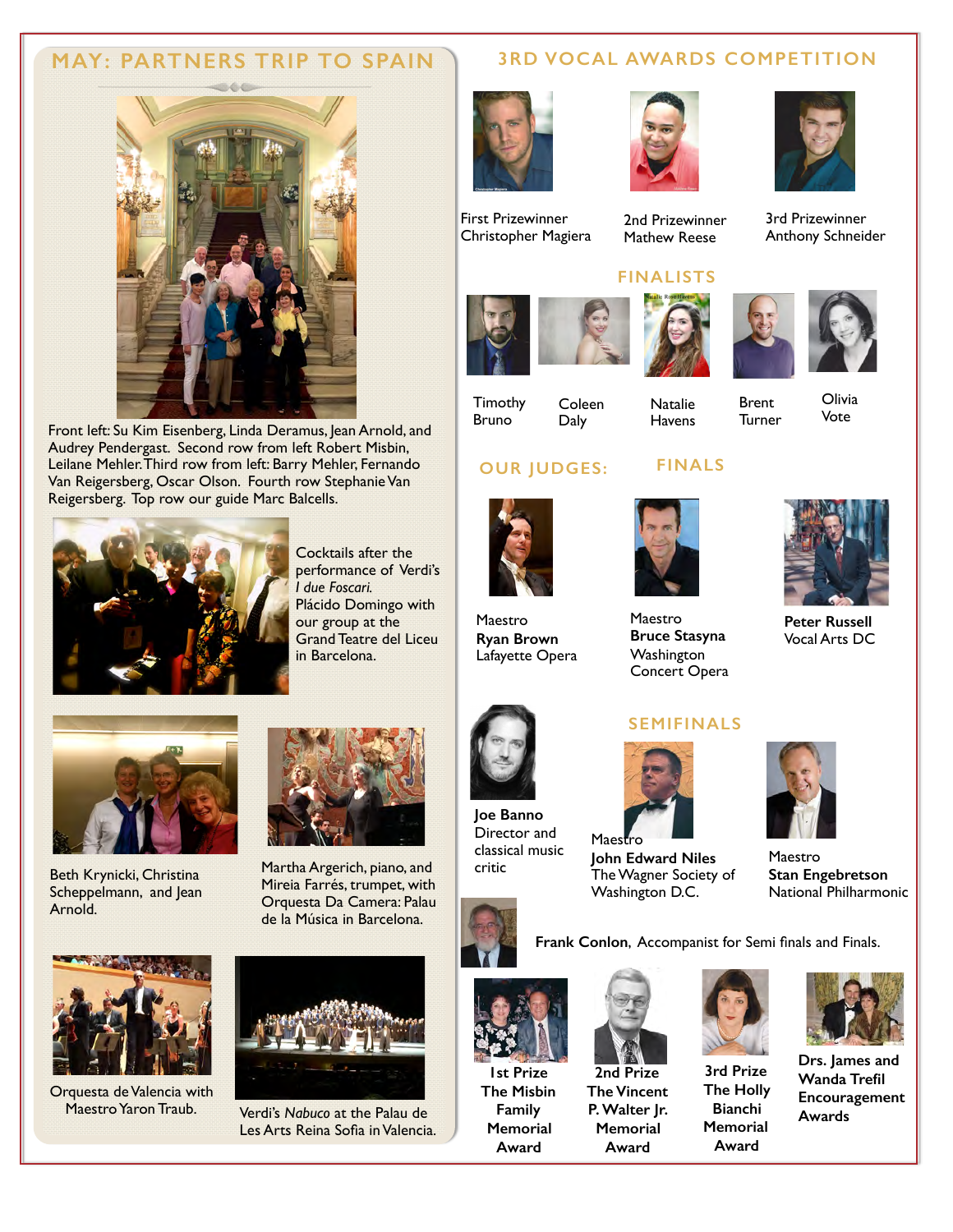## MAY: PARTNERS TRIP TO SPAIN

Front left: Su Kim Eisenberg, Linda Deramus, Jean Arnold, and Audrey Pendergast. Second row from left Robert Misbin, Leilane Mehler. Third row from left: Barry Mehler, Fernando Van Reigersberg, Oscar Olson. Fourth row Stephanie Van Reigersberg. Top row our guide Marc Balcells.

Cocktails after the performance of Verdi's *I due Foscari.* Plácido Domingo with our group at the Grand Teatre del Liceu in Barcelona.

Beth Krynicki, Christina Scheppelmann, and Jean Arnold.

Martha Argerich, piano, and Mireia Farrés, trumpet, with Orquesta Da Camera: Palau de la Música in Barcelona.

Orquesta de Valencia with Maestro Yaron Traub.

Verdi's *Nabuco* at the Palau de Les Arts Reina Sofia in Valencia.

## 3RD VOCAL AWARDS COMPETITION

First Prizewinner Christopher Magiera

2nd Prizewinner Mathew Reese

3rd Prizewinner Anthony Schneider

### FINALISTS

Timothy Bruno

Coleen Daly

Natalie Havens

Brent Turner

Olivia Vote

### OUR JUDGES:

### FINALS

Maestro **Ryan Brown** Lafayette Opera

Maestro **Bruce Stasyna** Washington Concert Opera

**Peter Russell** Vocal Arts DC

**Joe Banno** Director and classical music critic

### SEMIFINALS

Maestro **John Edward Niles** The Wagner Society of Washington D.C.

Maestro **Stan Engebretson** National Philharmonic

**Frank Conlon**, Accompanist for Semi finals and Finals.

**1st Prize The Misbin Family Memorial Award**

**2nd Prize The Vincent P. Walter Jr. Memorial Award**

**3rd Prize The Holly Bianchi Memorial Award**

**Drs. James and Wanda Trefil Encouragement Awards**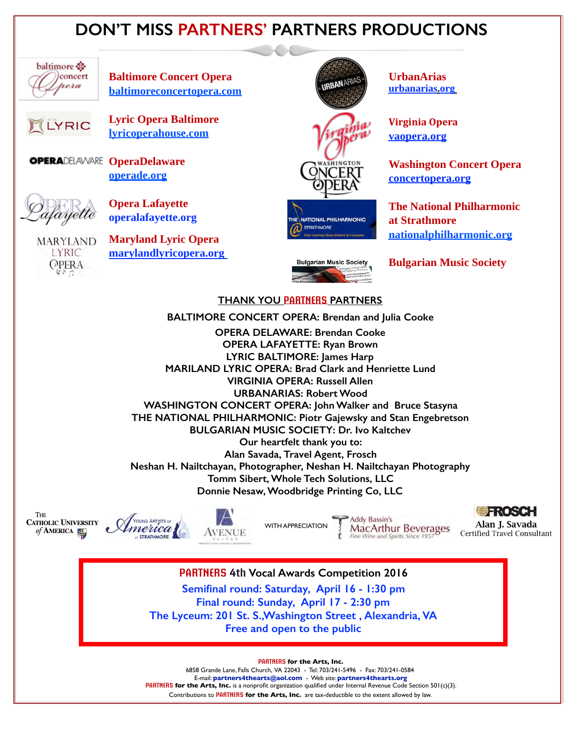# DON'T MISS PARTNERS' PARTNERS PRODUCTIONS

**Baltimore Concert Opera**
baltimoreconcertopera.com

**Lyric Opera Baltimore**
lyricoperahouse.com

**OperaDelaware**
operade.org

**Opera Lafayette**
operalafayette.org

**Maryland Lyric Opera**
marylandlyricopera.org

**UrbanArias**
urbanarias.org

**Virginia Opera**
vaopera.org

**Washington Concert Opera**
concertopera.org

**The National Philharmonic at Strathmore**
nationalphilharmonic.org

**Bulgarian Music Society**

## THANK YOU PARTNERS PARTNERS

BALTIMORE CONCERT OPERA: Brendan and Julia Cooke
OPERA DELAWARE: Brendan Cooke
OPERA LAFAYETTE: Ryan Brown
LYRIC BALTIMORE: James Harp
MARILAND LYRIC OPERA: Brad Clark and Henriette Lund
VIRGINIA OPERA: Russell Allen
URBANARIAS: Robert Wood
WASHINGTON CONCERT OPERA: John Walker and Bruce Stasyna
THE NATIONAL PHILHARMONIC: Piotr Gajewsky and Stan Engebretson
BULGARIAN MUSIC SOCIETY: Dr. Ivo Kaltchev
Our heartfelt thank you to:
Alan Savada, Travel Agent, Frosch
Neshan H. Nailtchayan, Photographer, Neshan H. Nailtchayan Photography
Tomm Sibert, Whole Tech Solutions, LLC
Donnie Nesaw, Woodbridge Printing Co, LLC

The Catholic University of America — Young Artists of America at Strathmore — Avenue — WITH APPRECIATION — Addy Bassin's MacArthur Beverages, Fine Wine and Spirits Since 1957 — Frosch, Alan J. Savada, Certified Travel Consultant

**PARTNERS 4th Vocal Awards Competition 2016**
Semifinal round: Saturday, April 16 - 1:30 pm
Final round: Sunday, April 17 - 2:30 pm
The Lyceum: 201 St. S.,Washington Street , Alexandria, VA
Free and open to the public

**PARTNERS for the Arts, Inc.**
6858 Grande Lane, Falls Church, VA 22043 - Tel: 703/241-5496 - Fax: 703/241-0584
E-mail: **partners4thearts@aol.com** - Web site: **partners4thearts.org**
**PARTNERS for the Arts, Inc.** is a nonprofit organization qualified under Internal Revenue Code Section 501(c)(3).
Contributions to **PARTNERS for the Arts, Inc.** are tax-deductible to the extent allowed by law.